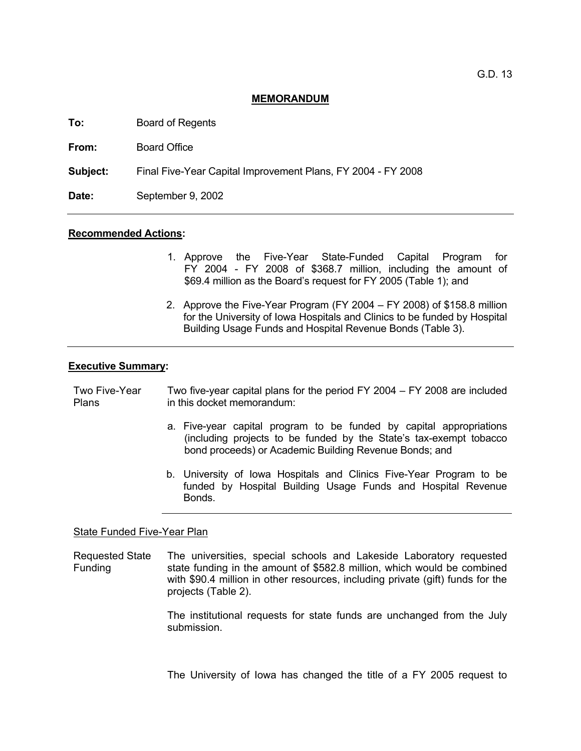G.D. 13

## MEMORANDUM

**To:** Board of Regents

**From:** Board Office

**Subject:** Final Five-Year Capital Improvement Plans, FY 2004 - FY 2008

**Date:** September 9, 2002

---

**Recommended Actions:**

1. Approve the Five-Year State-Funded Capital Program for FY 2004 - FY 2008 of $368.7 million, including the amount of $69.4 million as the Board's request for FY 2005 (Table 1); and

2. Approve the Five-Year Program (FY 2004 – FY 2008) of $158.8 million for the University of Iowa Hospitals and Clinics to be funded by Hospital Building Usage Funds and Hospital Revenue Bonds (Table 3).

---

**Executive Summary:**

Two Five-Year Plans

Two five-year capital plans for the period FY 2004 – FY 2008 are included in this docket memorandum:

a. Five-year capital program to be funded by capital appropriations (including projects to be funded by the State's tax-exempt tobacco bond proceeds) or Academic Building Revenue Bonds; and

b. University of Iowa Hospitals and Clinics Five-Year Program to be funded by Hospital Building Usage Funds and Hospital Revenue Bonds.

---

State Funded Five-Year Plan

Requested State Funding

The universities, special schools and Lakeside Laboratory requested state funding in the amount of $582.8 million, which would be combined with $90.4 million in other resources, including private (gift) funds for the projects (Table 2).

The institutional requests for state funds are unchanged from the July submission.

The University of Iowa has changed the title of a FY 2005 request to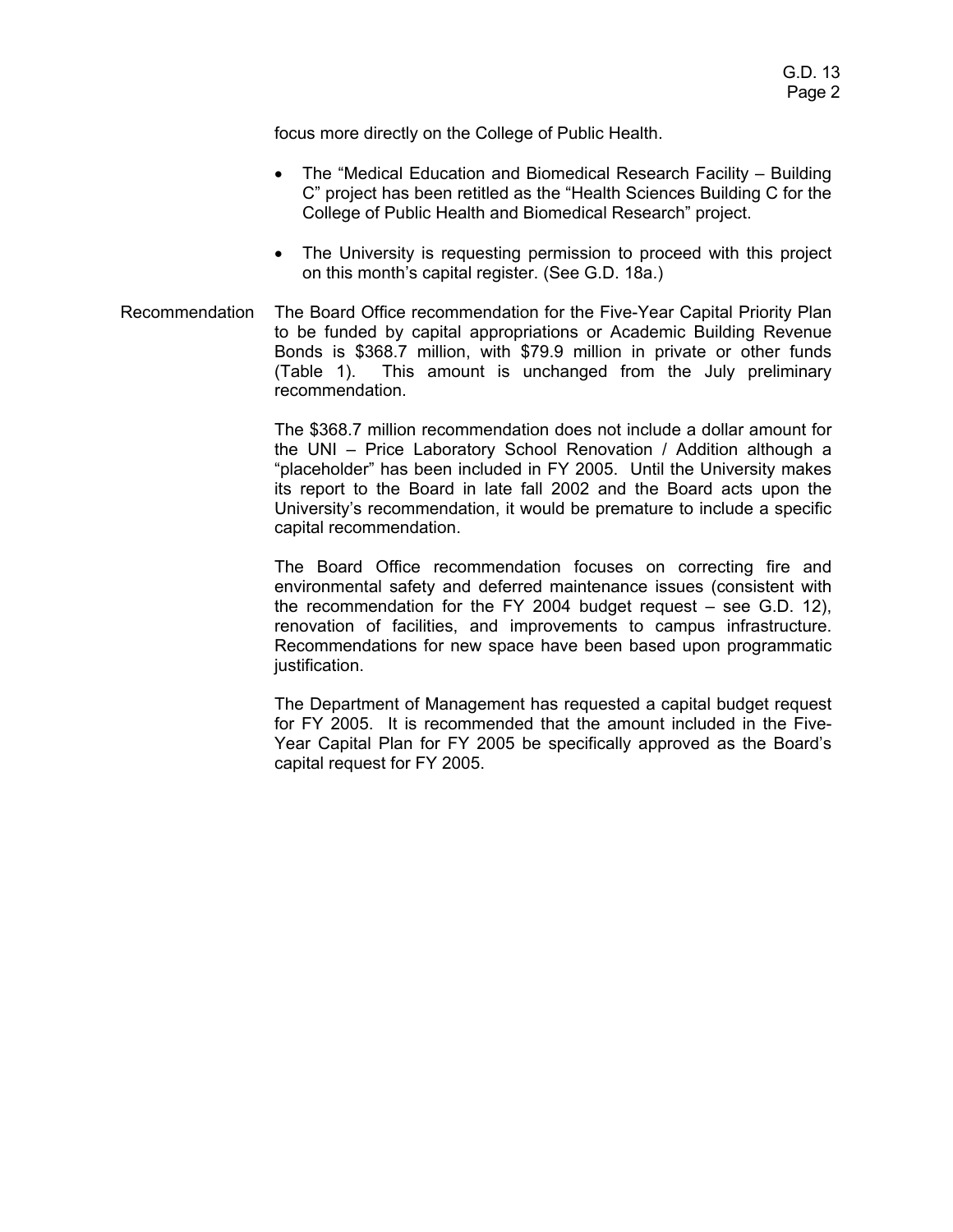focus more directly on the College of Public Health.

- The "Medical Education and Biomedical Research Facility – Building C" project has been retitled as the "Health Sciences Building C for the College of Public Health and Biomedical Research" project.
- The University is requesting permission to proceed with this project on this month's capital register. (See G.D. 18a.)

Recommendation

The Board Office recommendation for the Five-Year Capital Priority Plan to be funded by capital appropriations or Academic Building Revenue Bonds is $368.7 million, with $79.9 million in private or other funds (Table 1). This amount is unchanged from the July preliminary recommendation.

The $368.7 million recommendation does not include a dollar amount for the UNI – Price Laboratory School Renovation / Addition although a "placeholder" has been included in FY 2005. Until the University makes its report to the Board in late fall 2002 and the Board acts upon the University's recommendation, it would be premature to include a specific capital recommendation.

The Board Office recommendation focuses on correcting fire and environmental safety and deferred maintenance issues (consistent with the recommendation for the FY 2004 budget request – see G.D. 12), renovation of facilities, and improvements to campus infrastructure. Recommendations for new space have been based upon programmatic justification.

The Department of Management has requested a capital budget request for FY 2005. It is recommended that the amount included in the Five-Year Capital Plan for FY 2005 be specifically approved as the Board's capital request for FY 2005.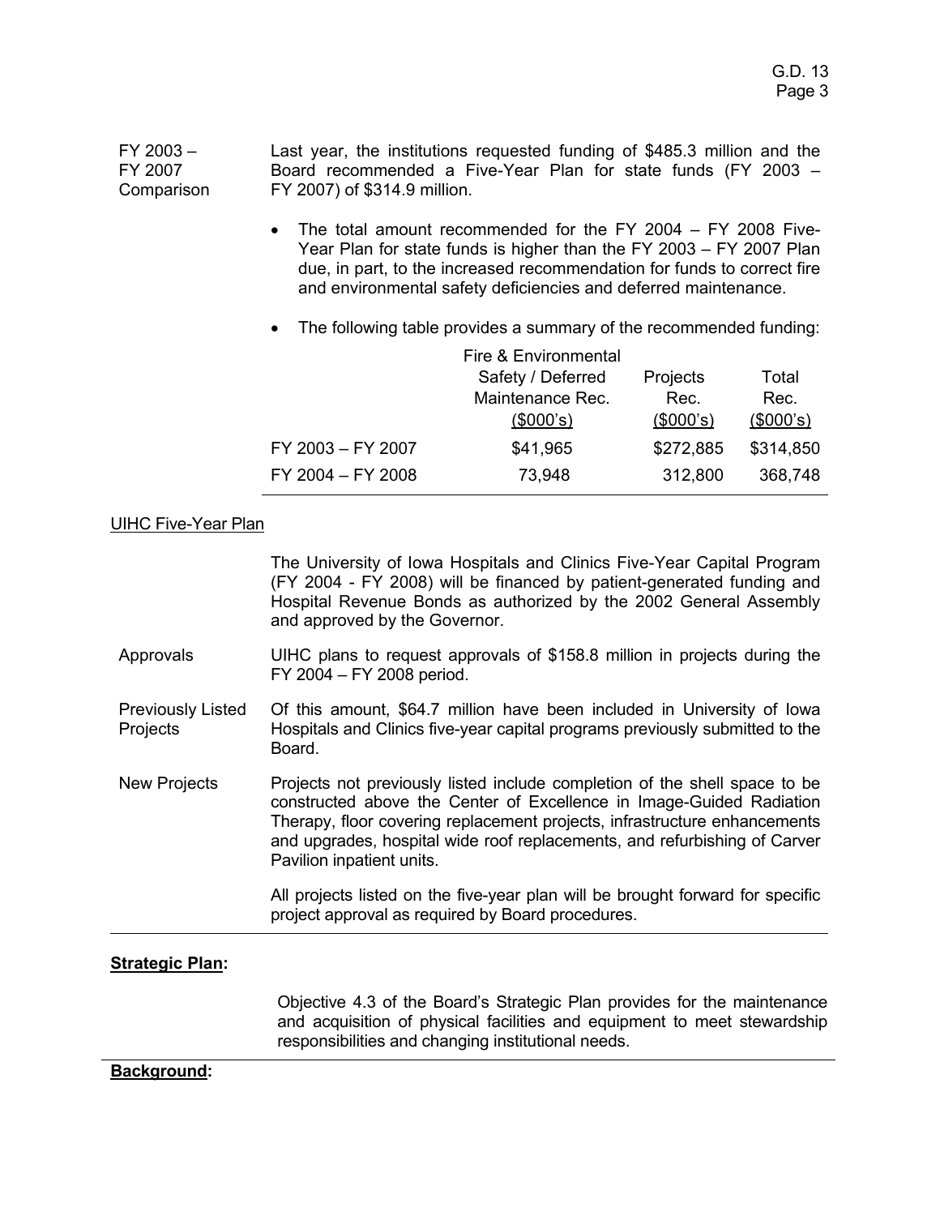**FY 2003 – FY 2007 Comparison**

Last year, the institutions requested funding of $485.3 million and the Board recommended a Five-Year Plan for state funds (FY 2003 – FY 2007) of $314.9 million.

- The total amount recommended for the FY 2004 – FY 2008 Five-Year Plan for state funds is higher than the FY 2003 – FY 2007 Plan due, in part, to the increased recommendation for funds to correct fire and environmental safety deficiencies and deferred maintenance.

- The following table provides a summary of the recommended funding:

| | Fire & Environmental Safety / Deferred Maintenance Rec. ($000's) | Projects Rec. ($000's) | Total Rec. ($000's) |
|---|---|---|---|
| FY 2003 – FY 2007 | $41,965 | $272,885 | $314,850 |
| FY 2004 – FY 2008 | 73,948 | 312,800 | 368,748 |

UIHC Five-Year Plan

The University of Iowa Hospitals and Clinics Five-Year Capital Program (FY 2004 - FY 2008) will be financed by patient-generated funding and Hospital Revenue Bonds as authorized by the 2002 General Assembly and approved by the Governor.

**Approvals**

UIHC plans to request approvals of $158.8 million in projects during the FY 2004 – FY 2008 period.

**Previously Listed Projects**

Of this amount, $64.7 million have been included in University of Iowa Hospitals and Clinics five-year capital programs previously submitted to the Board.

**New Projects**

Projects not previously listed include completion of the shell space to be constructed above the Center of Excellence in Image-Guided Radiation Therapy, floor covering replacement projects, infrastructure enhancements and upgrades, hospital wide roof replacements, and refurbishing of Carver Pavilion inpatient units.

All projects listed on the five-year plan will be brought forward for specific project approval as required by Board procedures.

## Strategic Plan:

Objective 4.3 of the Board's Strategic Plan provides for the maintenance and acquisition of physical facilities and equipment to meet stewardship responsibilities and changing institutional needs.

## Background: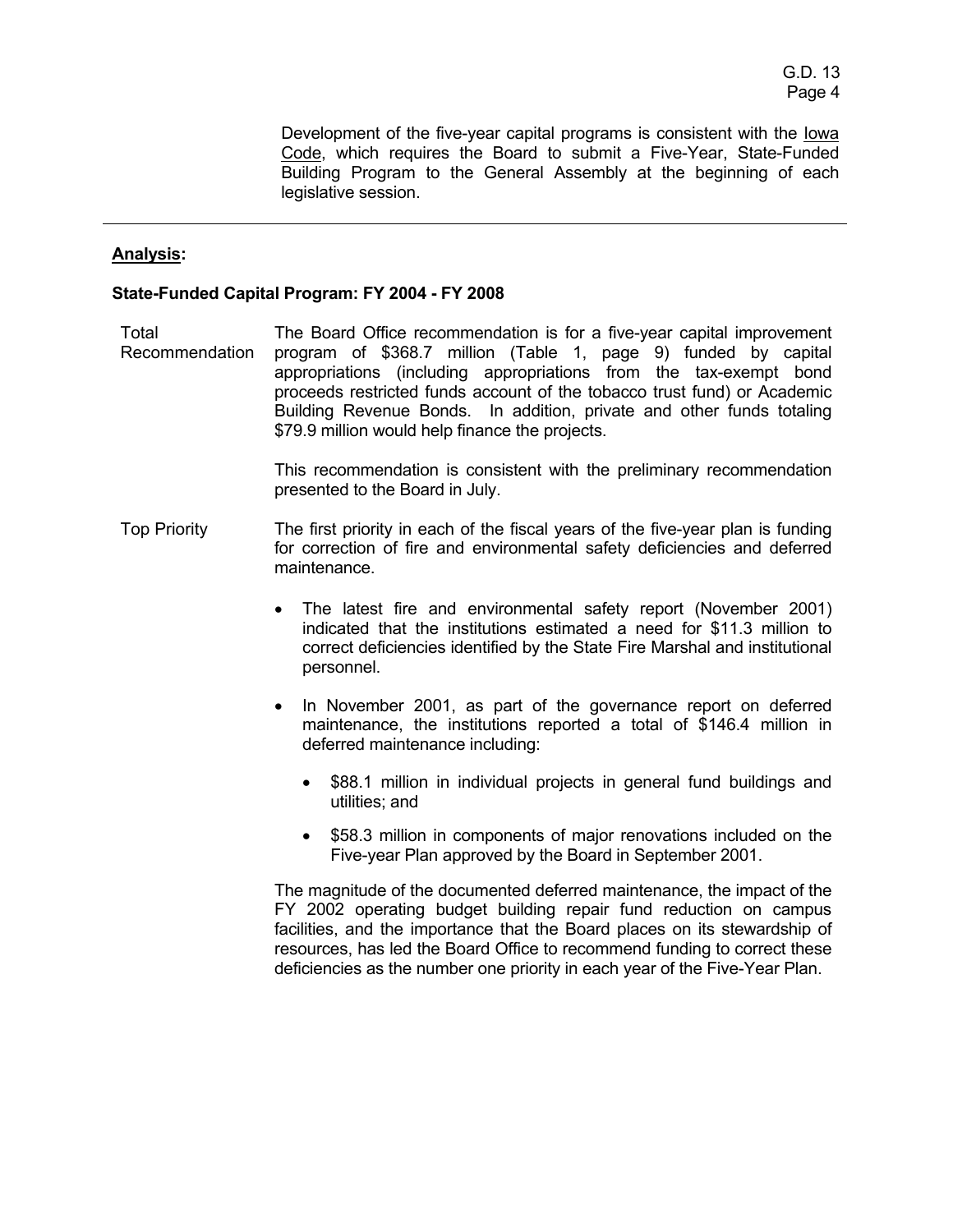Development of the five-year capital programs is consistent with the Iowa Code, which requires the Board to submit a Five-Year, State-Funded Building Program to the General Assembly at the beginning of each legislative session.

---

**Analysis:**

**State-Funded Capital Program: FY 2004 - FY 2008**

Total Recommendation

The Board Office recommendation is for a five-year capital improvement program of \$368.7 million (Table 1, page 9) funded by capital appropriations (including appropriations from the tax-exempt bond proceeds restricted funds account of the tobacco trust fund) or Academic Building Revenue Bonds. In addition, private and other funds totaling \$79.9 million would help finance the projects.

This recommendation is consistent with the preliminary recommendation presented to the Board in July.

Top Priority

The first priority in each of the fiscal years of the five-year plan is funding for correction of fire and environmental safety deficiencies and deferred maintenance.

- The latest fire and environmental safety report (November 2001) indicated that the institutions estimated a need for \$11.3 million to correct deficiencies identified by the State Fire Marshal and institutional personnel.
- In November 2001, as part of the governance report on deferred maintenance, the institutions reported a total of \$146.4 million in deferred maintenance including:
  - \$88.1 million in individual projects in general fund buildings and utilities; and
  - \$58.3 million in components of major renovations included on the Five-year Plan approved by the Board in September 2001.

The magnitude of the documented deferred maintenance, the impact of the FY 2002 operating budget building repair fund reduction on campus facilities, and the importance that the Board places on its stewardship of resources, has led the Board Office to recommend funding to correct these deficiencies as the number one priority in each year of the Five-Year Plan.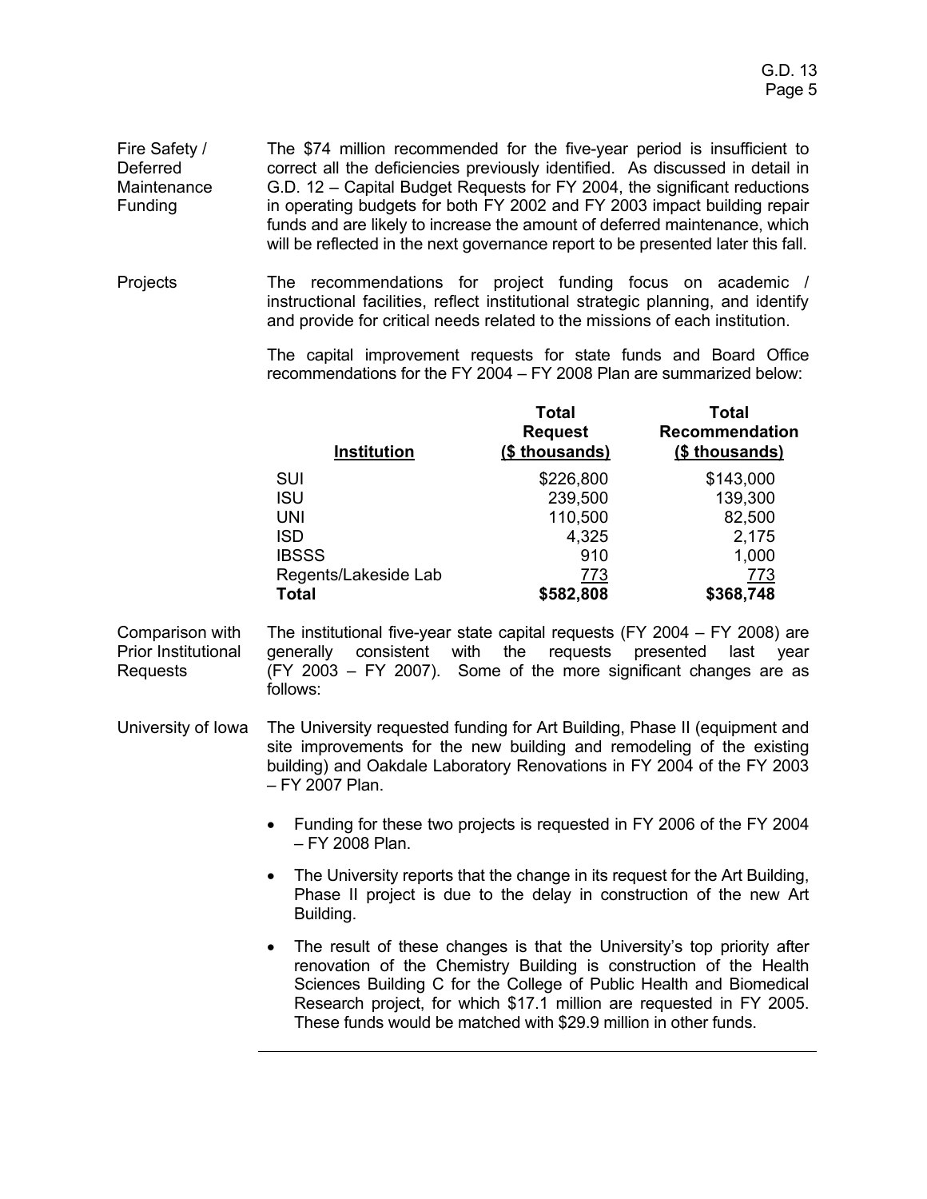**Fire Safety / Deferred Maintenance Funding**

The $74 million recommended for the five-year period is insufficient to correct all the deficiencies previously identified. As discussed in detail in G.D. 12 – Capital Budget Requests for FY 2004, the significant reductions in operating budgets for both FY 2002 and FY 2003 impact building repair funds and are likely to increase the amount of deferred maintenance, which will be reflected in the next governance report to be presented later this fall.

**Projects**

The recommendations for project funding focus on academic / instructional facilities, reflect institutional strategic planning, and identify and provide for critical needs related to the missions of each institution.

The capital improvement requests for state funds and Board Office recommendations for the FY 2004 – FY 2008 Plan are summarized below:

| Institution | Total Request ($ thousands) | Total Recommendation ($ thousands) |
|---|---|---|
| SUI | $226,800 | $143,000 |
| ISU | 239,500 | 139,300 |
| UNI | 110,500 | 82,500 |
| ISD | 4,325 | 2,175 |
| IBSSS | 910 | 1,000 |
| Regents/Lakeside Lab | 773 | 773 |
| **Total** | **$582,808** | **$368,748** |

**Comparison with Prior Institutional Requests**

The institutional five-year state capital requests (FY 2004 – FY 2008) are generally consistent with the requests presented last year (FY 2003 – FY 2007). Some of the more significant changes are as follows:

**University of Iowa**

The University requested funding for Art Building, Phase II (equipment and site improvements for the new building and remodeling of the existing building) and Oakdale Laboratory Renovations in FY 2004 of the FY 2003 – FY 2007 Plan.

- Funding for these two projects is requested in FY 2006 of the FY 2004 – FY 2008 Plan.
- The University reports that the change in its request for the Art Building, Phase II project is due to the delay in construction of the new Art Building.
- The result of these changes is that the University's top priority after renovation of the Chemistry Building is construction of the Health Sciences Building C for the College of Public Health and Biomedical Research project, for which $17.1 million are requested in FY 2005. These funds would be matched with $29.9 million in other funds.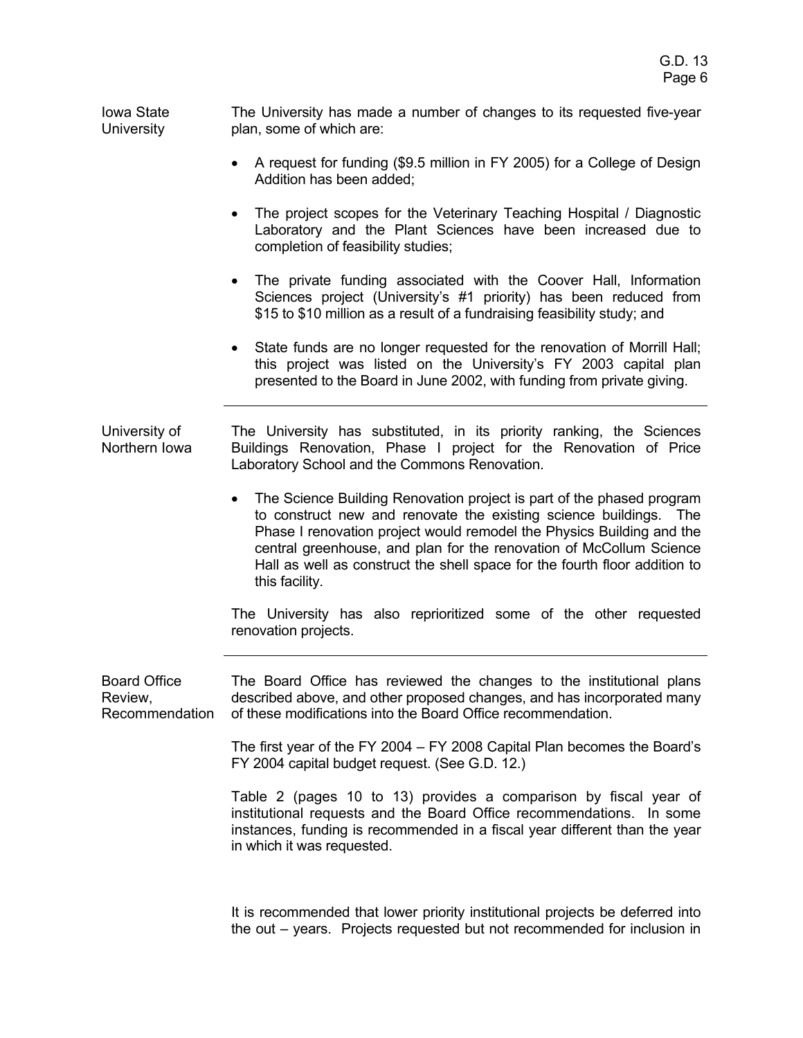**Iowa State University**

The University has made a number of changes to its requested five-year plan, some of which are:

- A request for funding ($9.5 million in FY 2005) for a College of Design Addition has been added;
- The project scopes for the Veterinary Teaching Hospital / Diagnostic Laboratory and the Plant Sciences have been increased due to completion of feasibility studies;
- The private funding associated with the Coover Hall, Information Sciences project (University's #1 priority) has been reduced from $15 to $10 million as a result of a fundraising feasibility study; and
- State funds are no longer requested for the renovation of Morrill Hall; this project was listed on the University's FY 2003 capital plan presented to the Board in June 2002, with funding from private giving.

---

**University of Northern Iowa**

The University has substituted, in its priority ranking, the Sciences Buildings Renovation, Phase I project for the Renovation of Price Laboratory School and the Commons Renovation.

- The Science Building Renovation project is part of the phased program to construct new and renovate the existing science buildings. The Phase I renovation project would remodel the Physics Building and the central greenhouse, and plan for the renovation of McCollum Science Hall as well as construct the shell space for the fourth floor addition to this facility.

The University has also reprioritized some of the other requested renovation projects.

---

**Board Office Review, Recommendation**

The Board Office has reviewed the changes to the institutional plans described above, and other proposed changes, and has incorporated many of these modifications into the Board Office recommendation.

The first year of the FY 2004 – FY 2008 Capital Plan becomes the Board's FY 2004 capital budget request. (See G.D. 12.)

Table 2 (pages 10 to 13) provides a comparison by fiscal year of institutional requests and the Board Office recommendations. In some instances, funding is recommended in a fiscal year different than the year in which it was requested.

It is recommended that lower priority institutional projects be deferred into the out – years. Projects requested but not recommended for inclusion in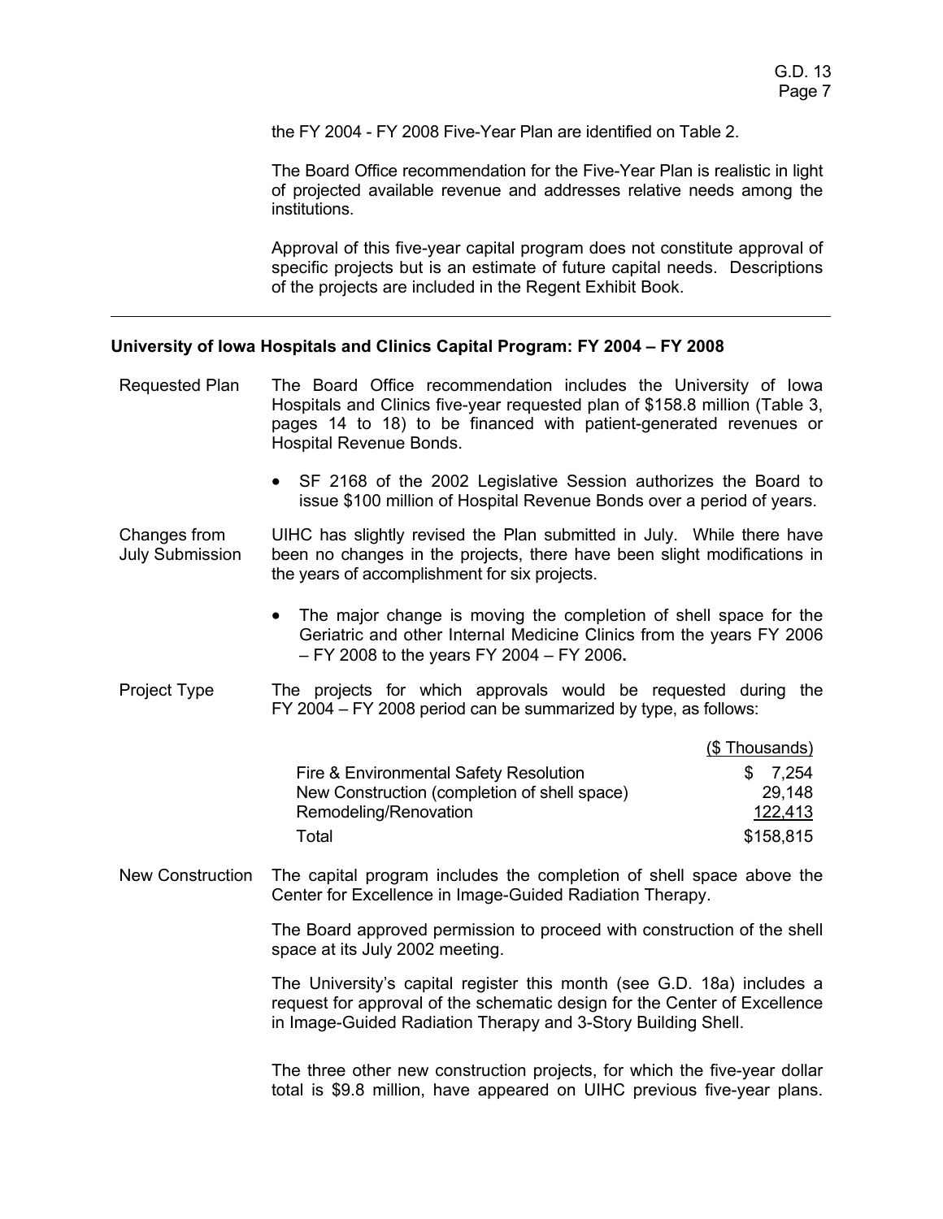the FY 2004 - FY 2008 Five-Year Plan are identified on Table 2.

The Board Office recommendation for the Five-Year Plan is realistic in light of projected available revenue and addresses relative needs among the institutions.

Approval of this five-year capital program does not constitute approval of specific projects but is an estimate of future capital needs. Descriptions of the projects are included in the Regent Exhibit Book.

---

**University of Iowa Hospitals and Clinics Capital Program: FY 2004 – FY 2008**

**Requested Plan**

The Board Office recommendation includes the University of Iowa Hospitals and Clinics five-year requested plan of $158.8 million (Table 3, pages 14 to 18) to be financed with patient-generated revenues or Hospital Revenue Bonds.

- SF 2168 of the 2002 Legislative Session authorizes the Board to issue $100 million of Hospital Revenue Bonds over a period of years.

**Changes from July Submission**

UIHC has slightly revised the Plan submitted in July. While there have been no changes in the projects, there have been slight modifications in the years of accomplishment for six projects.

- The major change is moving the completion of shell space for the Geriatric and other Internal Medicine Clinics from the years FY 2006 – FY 2008 to the years FY 2004 – FY 2006**.**

**Project Type**

The projects for which approvals would be requested during the FY 2004 – FY 2008 period can be summarized by type, as follows:

| | ($ Thousands) |
|---|---|
| Fire & Environmental Safety Resolution | $ 7,254 |
| New Construction (completion of shell space) | 29,148 |
| Remodeling/Renovation | 122,413 |
| Total | $158,815 |

**New Construction**

The capital program includes the completion of shell space above the Center for Excellence in Image-Guided Radiation Therapy.

The Board approved permission to proceed with construction of the shell space at its July 2002 meeting.

The University's capital register this month (see G.D. 18a) includes a request for approval of the schematic design for the Center of Excellence in Image-Guided Radiation Therapy and 3-Story Building Shell.

The three other new construction projects, for which the five-year dollar total is $9.8 million, have appeared on UIHC previous five-year plans.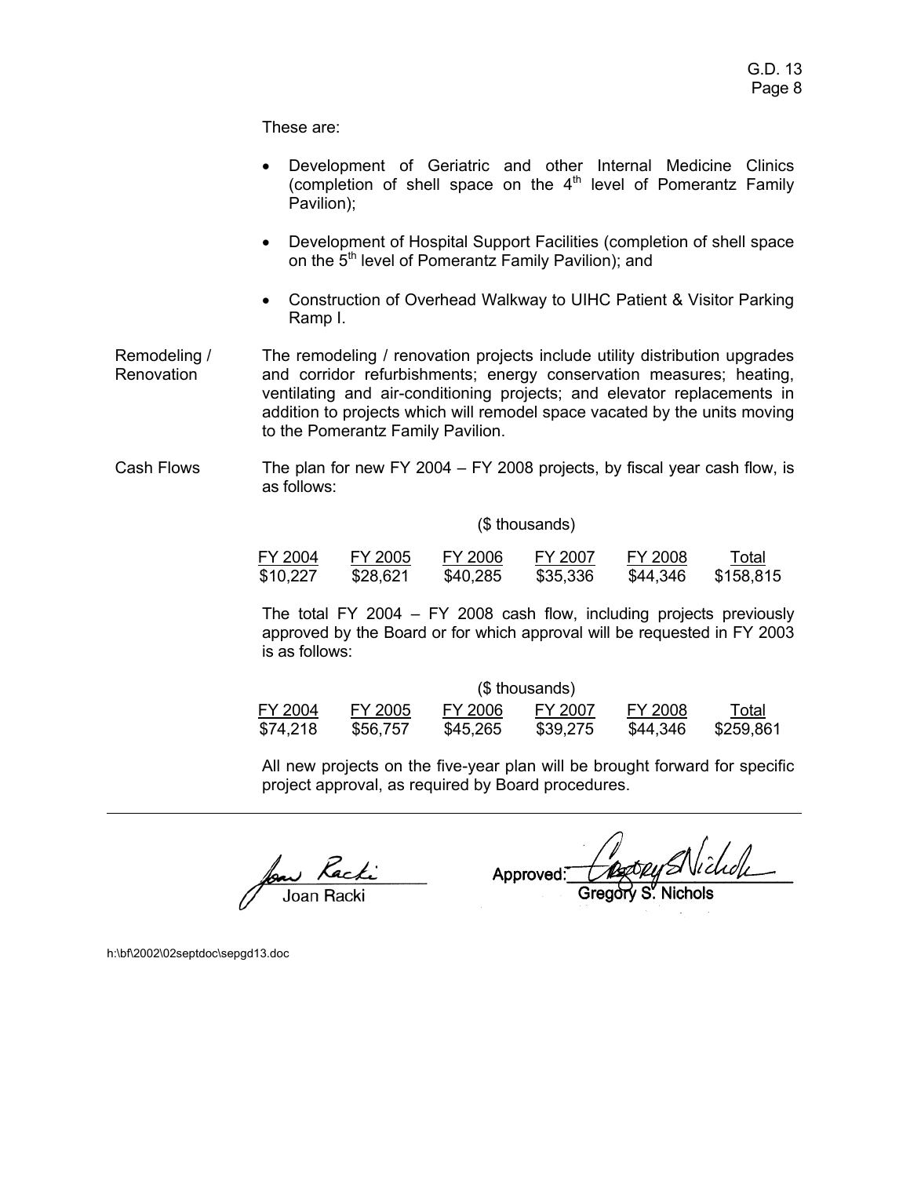These are:

- Development of Geriatric and other Internal Medicine Clinics (completion of shell space on the 4th level of Pomerantz Family Pavilion);
- Development of Hospital Support Facilities (completion of shell space on the 5th level of Pomerantz Family Pavilion); and
- Construction of Overhead Walkway to UIHC Patient & Visitor Parking Ramp I.

**Remodeling / Renovation**

The remodeling / renovation projects include utility distribution upgrades and corridor refurbishments; energy conservation measures; heating, ventilating and air-conditioning projects; and elevator replacements in addition to projects which will remodel space vacated by the units moving to the Pomerantz Family Pavilion.

**Cash Flows**

The plan for new FY 2004 – FY 2008 projects, by fiscal year cash flow, is as follows:

($ thousands)

| FY 2004 | FY 2005 | FY 2006 | FY 2007 | FY 2008 | Total |
|---|---|---|---|---|---|
| $10,227 | $28,621 | $40,285 | $35,336 | $44,346 | $158,815 |

The total FY 2004 – FY 2008 cash flow, including projects previously approved by the Board or for which approval will be requested in FY 2003 is as follows:

($ thousands)

| FY 2004 | FY 2005 | FY 2006 | FY 2007 | FY 2008 | Total |
|---|---|---|---|---|---|
| $74,218 | $56,757 | $45,265 | $39,275 | $44,346 | $259,861 |

All new projects on the five-year plan will be brought forward for specific project approval, as required by Board procedures.

Joan Racki

Approved: Gregory S. Nichols

h:\bf\2002\02septdoc\sepgd13.doc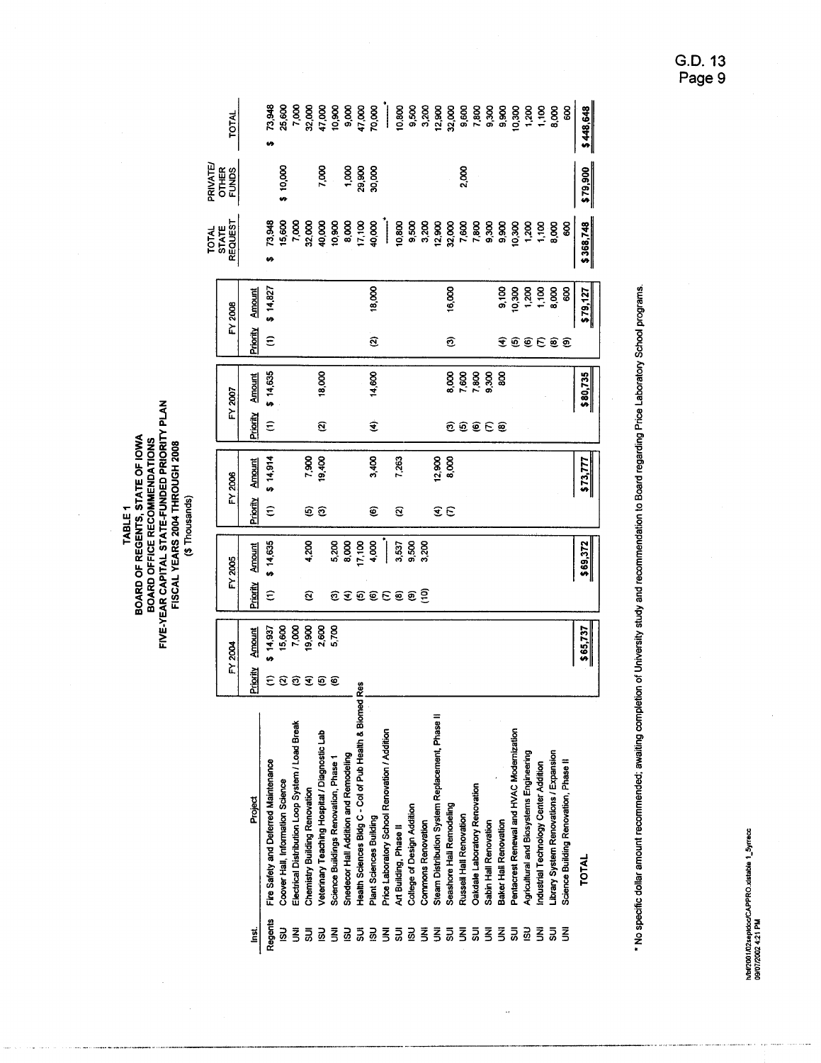# TABLE 1
## BOARD OF REGENTS, STATE OF IOWA
## BOARD OFFICE RECOMMENDATIONS
## FIVE-YEAR CAPITAL STATE-FUNDED PRIORITY PLAN
## FISCAL YEARS 2004 THROUGH 2008
($ Thousands)

| Inst. | Project | FY 2004 | | FY 2005 | | FY 2006 | | FY 2007 | | FY 2008 | | TOTAL STATE REQUEST | PRIVATE/ OTHER FUNDS | TOTAL |
|---|---|---|---|---|---|---|---|---|---|---|---|---|---|---|
| | | Priority | Amount | Priority | Amount | Priority | Amount | Priority | Amount | Priority | Amount | | | |
| Regents | Fire Safety and Deferred Maintenance | (1) | $ 14,937 | (1) | $ 14,635 | (1) | $ 14,914 | (1) | $ 14,635 | (1) | $ 14,827 | $ 73,948 | | $ 73,948 |
| ISU | Coover Hall, Information Science | (2) | 15,600 | | | | | | | | | 15,600 | $ 10,000 | 25,600 |
| UNI | Electrical Distribution Loop System / Load Break | (3) | 7,000 | | | | | | | | | 7,000 | | 7,000 |
| SUI | Chemistry Building Renovation | (4) | 19,900 | (2) | 4,200 | (5) | 7,900 | | | | | 32,000 | | 32,000 |
| ISU | Veterinary Teaching Hospital / Diagnostic Lab | (5) | 2,600 | | | (3) | 19,400 | (2) | 18,000 | | | 40,000 | 7,000 | 47,000 |
| UNI | Science Buildings Renovation, Phase 1 | (6) | 5,700 | (3) | 5,200 | | | | | | | 10,900 | | 10,900 |
| ISU | Snedecor Hall Addition and Remodeling | | | (4) | 8,000 | | | | | | | 8,000 | 1,000 | 9,000 |
| SUI | Health Sciences Bldg C - Col of Pub Health & Biomed Res | | | (5) | 17,100 | | | | | | | 17,100 | 29,900 | 47,000 |
| ISU | Plant Sciences Building | | | (6) | 4,000 | (6) | 3,400 | (4) | 14,600 | (2) | 18,000 | 40,000 | 30,000 | 70,000 |
| UNI | Price Laboratory School Renovation / Addition | | | (7) | ___* | | | | | | | ___* | | ___* |
| SUI | Art Building, Phase II | | | (8) | 3,537 | (2) | 7,263 | | | | | 10,800 | | 10,800 |
| ISU | College of Design Addition | | | (9) | 9,500 | | | | | | | 9,500 | | 9,500 |
| UNI | Commons Renovation | | | (10) | 3,200 | | | | | | | 3,200 | | 3,200 |
| SUI | Steam Distribution System Replacement, Phase II | | | | | (4) | 12,900 | | | | | 12,900 | | 12,900 |
| SUI | Seashore Hall Remodeling | | | | | (7) | 8,000 | (3) | 8,000 | (3) | 16,000 | 32,000 | | 32,000 |
| UNI | Russell Hall Renovation | | | | | | | (5) | 7,600 | | | 7,600 | 2,000 | 9,600 |
| SUI | Oakdale Laboratory Renovation | | | | | | | (6) | 7,800 | | | 7,800 | | 7,800 |
| UNI | Sabin Hall Renovation | | | | | | | (7) | 9,300 | | | 9,300 | | 9,300 |
| UNI | Baker Hall Renovation | | | | | | | (8) | 800 | (4) | 9,100 | 9,900 | | 9,900 |
| SUI | Pentacrest Renewal and HVAC Modernization | | | | | | | | | (5) | 10,300 | 10,300 | | 10,300 |
| ISU | Agricultural and Biosystems Engineering | | | | | | | | | (6) | 1,200 | 1,200 | | 1,200 |
| UNI | Industrial Technology Center Addition | | | | | | | | | (7) | 1,100 | 1,100 | | 1,100 |
| SUI | Library System Renovations / Expansion | | | | | | | | | (8) | 8,000 | 8,000 | | 8,000 |
| UNI | Science Building Renovation, Phase II | | | | | | | | | (9) | 600 | 600 | | 600 |
| | **TOTAL** | | **$65,737** | | **$69,372** | | **$73,777** | | **$80,735** | | **$79,127** | **$368,748** | **$79,900** | **$448,648** |

\* No specific dollar amount recommended; awaiting completion of University study and recommendation to Board regarding Price Laboratory School programs.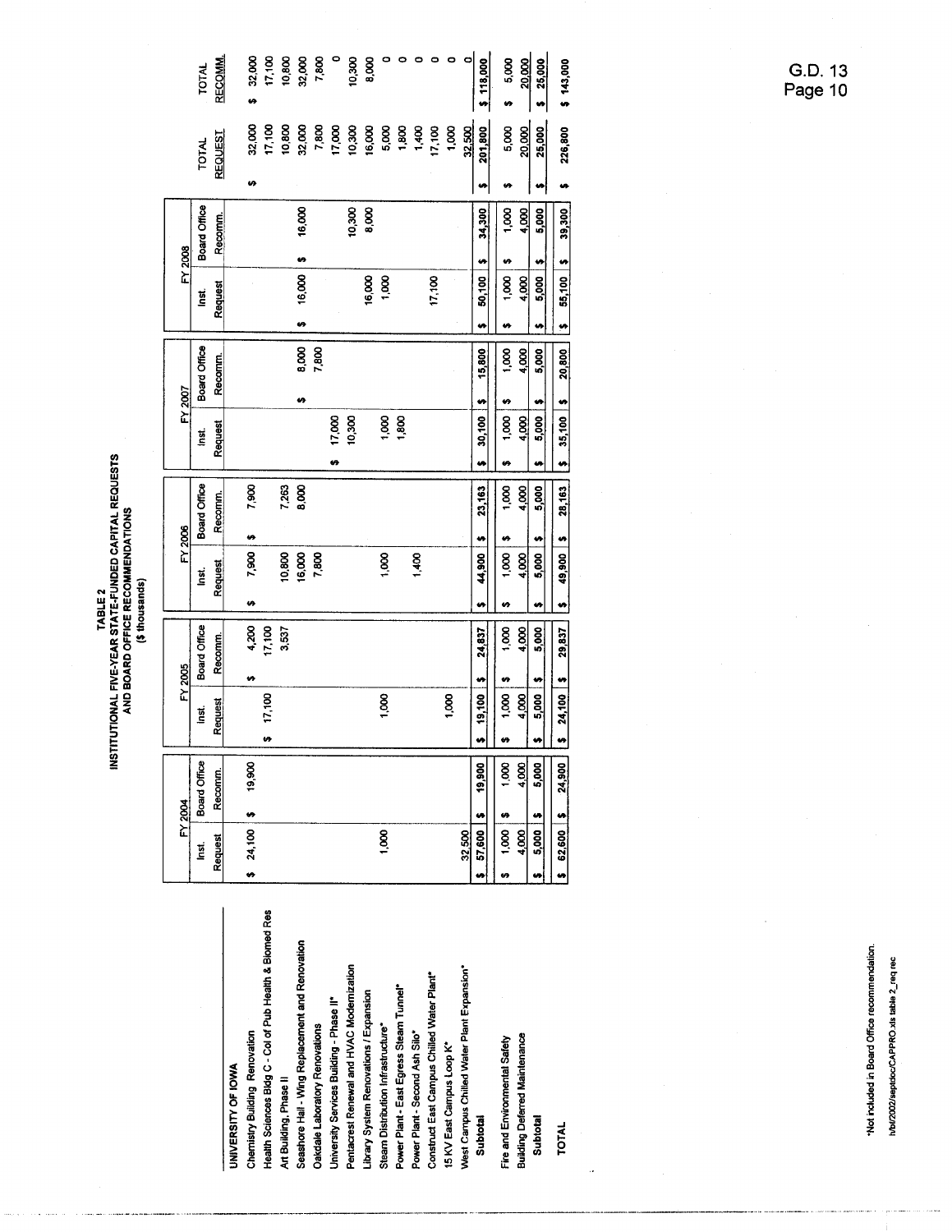**TABLE 2**
**INSTITUTIONAL FIVE-YEAR STATE-FUNDED CAPITAL REQUESTS AND BOARD OFFICE RECOMMENDATIONS**
**($ thousands)**

| | FY 2004 | | FY 2005 | | FY 2006 | | FY 2007 | | FY 2008 | | TOTAL | TOTAL |
|---|---|---|---|---|---|---|---|---|---|---|---|---|
| | Inst. Request | Board Office Recomm. | Inst. Request | Board Office Recomm. | Inst. Request | Board Office Recomm. | Inst. Request | Board Office Recomm. | Inst. Request | Board Office Recomm. | REQUEST | RECOMM. |
| **UNIVERSITY OF IOWA** | | | | | | | | | | | | |
| Chemistry Building Renovation | $ 24,100 | $ 19,900 | | $ 4,200 | $ 7,900 | $ 7,900 | | | | | $ 32,000 | $ 32,000 |
| Health Sciences Bldg C - Col of Pub Health & Biomed Res | | | $ 17,100 | 17,100 | | | | | | | 17,100 | 17,100 |
| Art Building, Phase II | | | | 3,537 | 10,800 | 7,263 | | | | | 10,800 | 10,800 |
| Seashore Hall - Wing Replacement and Renovation | | | | | 16,000 | 8,000 | | $ 8,000 | $ 16,000 | $ 16,000 | 32,000 | 32,000 |
| Oakdale Laboratory Renovations | | | | | 7,800 | | | 7,800 | | | 7,800 | 7,800 |
| University Services Building - Phase II* | | | | | | | $ 17,000 | | | | 17,000 | 0 |
| Pentacrest Renewal and HVAC Modernization | | | | | | | 10,300 | | | 10,300 | 10,300 | 10,300 |
| Library System Renovations / Expansion | | | | | | | | | 16,000 | 8,000 | 16,000 | 8,000 |
| Steam Distribution Infrastructure* | 1,000 | | 1,000 | | 1,000 | | 1,000 | | 1,000 | | 5,000 | 0 |
| Power Plant - East Egress Steam Tunnel* | | | | | | | 1,800 | | | | 1,800 | 0 |
| Power Plant - Second Ash Silo* | | | | | 1,400 | | | | | | 1,400 | 0 |
| Construct East Campus Chilled Water Plant* | | | | | | | | | 17,100 | | 17,100 | 0 |
| 15 KV East Campus Loop K* | | | 1,000 | | | | | | | | 1,000 | 0 |
| West Campus Chilled Water Plant Expansion* | 32,500 | | | | | | | | | | 32,500 | 0 |
| Subtotal | $ 57,600 | $ 19,900 | $ 19,100 | $ 24,837 | $ 44,900 | $ 23,163 | $ 30,100 | $ 15,800 | $ 50,100 | $ 34,300 | $ 201,800 | $ 118,000 |
| Fire and Environmental Safety | $ 1,000 | $ 1,000 | $ 1,000 | $ 1,000 | $ 1,000 | $ 1,000 | $ 1,000 | $ 1,000 | $ 1,000 | $ 1,000 | $ 5,000 | $ 5,000 |
| Building Deferred Maintenance | 4,000 | 4,000 | 4,000 | 4,000 | 4,000 | 4,000 | 4,000 | 4,000 | 4,000 | 4,000 | 20,000 | 20,000 |
| Subtotal | $ 5,000 | $ 5,000 | $ 5,000 | $ 5,000 | $ 5,000 | $ 5,000 | $ 5,000 | $ 5,000 | $ 5,000 | $ 5,000 | $ 25,000 | $ 25,000 |
| **TOTAL** | $ 62,600 | $ 24,900 | $ 24,100 | $ 29,837 | $ 49,900 | $ 28,163 | $ 35,100 | $ 20,800 | $ 55,100 | $ 39,300 | $ 226,800 | $ 143,000 |

*Not included in Board Office recommendation.

h/bf/2002/septdoc/CAPPRO.xls table 2_req rec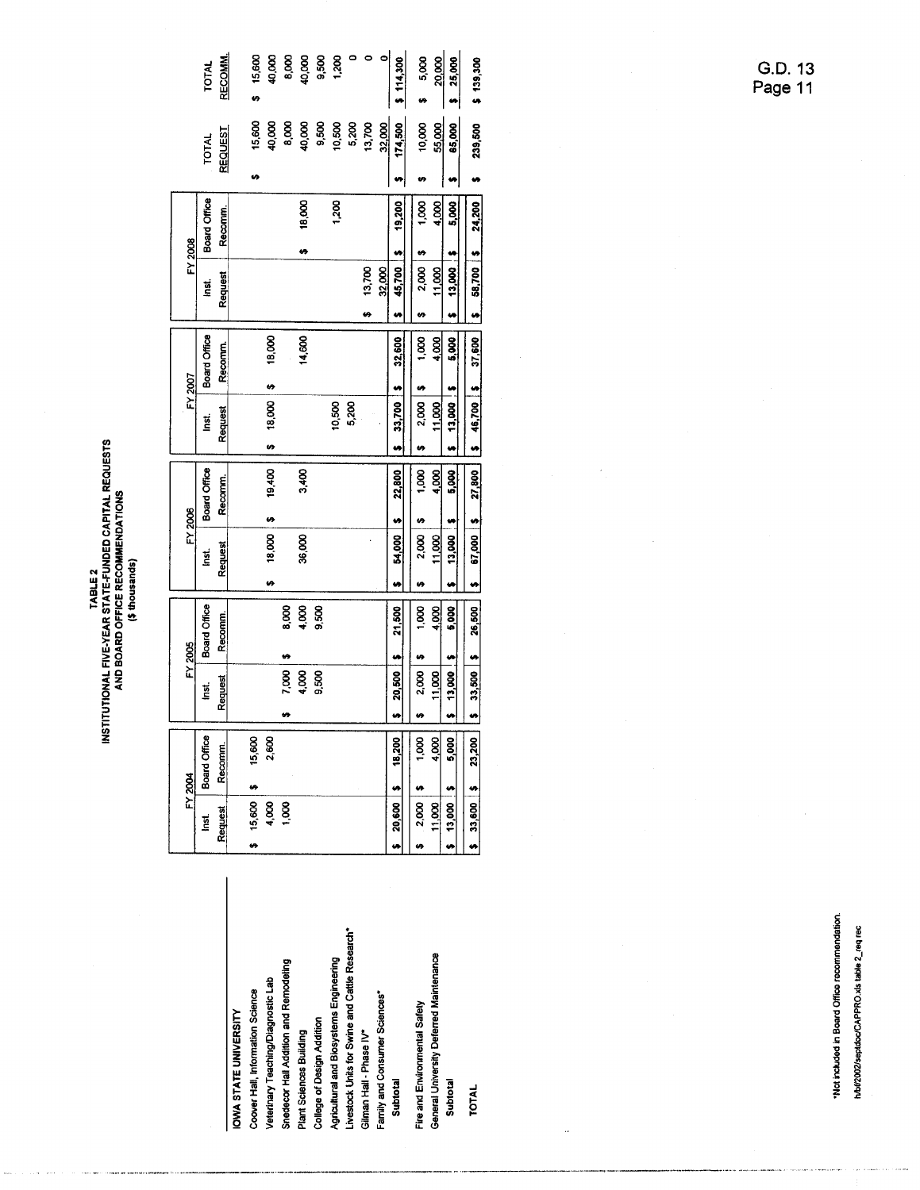# TABLE 2
## INSTITUTIONAL FIVE-YEAR STATE-FUNDED CAPITAL REQUESTS AND BOARD OFFICE RECOMMENDATIONS
### ($ thousands)

| | FY 2004 | | FY 2005 | | FY 2006 | | FY 2007 | | FY 2008 | | | |
|---|---|---|---|---|---|---|---|---|---|---|---|---|
| | Inst. Request | Board Office Recomm. | Inst. Request | Board Office Recomm. | Inst. Request | Board Office Recomm. | Inst. Request | Board Office Recomm. | Inst. Request | Board Office Recomm. | TOTAL REQUEST | TOTAL RECOMM. |
| **IOWA STATE UNIVERSITY** | | | | | | | | | | | | |
| Coover Hall, Information Science | $ 15,600 | $ 15,600 | | | | | | | | | $ 15,600 | $ 15,600 |
| Veterinary Teaching/Diagnostic Lab | 4,000 | 2,600 | | | $ 18,000 | $ 19,400 | $ 18,000 | $ 18,000 | | | 40,000 | 40,000 |
| Snedecor Hall Addition and Remodeling | 1,000 | | $ 7,000 | $ 8,000 | | | | | | | 8,000 | 8,000 |
| Plant Sciences Building | | | 4,000 | 4,000 | 36,000 | 3,400 | | 14,600 | | $ 18,000 | 40,000 | 40,000 |
| College of Design Addition | | | 9,500 | 9,500 | | | | | | | 9,500 | 9,500 |
| Agricultural and Biosystems Engineering | | | | | | | 10,500 | | | 1,200 | 10,500 | 1,200 |
| Livestock Units for Swine and Cattle Research* | | | | | | | 5,200 | | | | 5,200 | 0 |
| Gilman Hall - Phase IV* | | | | | | | | | $ 13,700 | | 13,700 | 0 |
| Family and Consumer Sciences* | | | | | | | | | 32,000 | | 32,000 | 0 |
| Subtotal | $ 20,600 | $ 18,200 | $ 20,500 | $ 21,500 | $ 54,000 | $ 22,800 | $ 33,700 | $ 32,600 | $ 45,700 | $ 19,200 | $ 174,500 | $ 114,300 |
| Fire and Environmental Safety | $ 2,000 | $ 1,000 | $ 2,000 | $ 1,000 | $ 2,000 | $ 1,000 | $ 2,000 | $ 1,000 | $ 2,000 | $ 1,000 | $ 10,000 | $ 5,000 |
| General University Deferred Maintenance | 11,000 | 4,000 | 11,000 | 4,000 | 11,000 | 4,000 | 11,000 | 4,000 | 11,000 | 4,000 | 55,000 | 20,000 |
| Subtotal | $ 13,000 | $ 5,000 | $ 13,000 | $ 5,000 | $ 13,000 | $ 5,000 | $ 13,000 | $ 5,000 | $ 13,000 | $ 5,000 | $ 65,000 | $ 25,000 |
| **TOTAL** | $ 33,600 | $ 23,200 | $ 33,500 | $ 26,500 | $ 67,000 | $ 27,800 | $ 46,700 | $ 37,600 | $ 58,700 | $ 24,200 | $ 239,500 | $ 139,300 |

*Not included in Board Office recommendation.

h/bf/2002/septdoc/CAPPRO.xls table 2_req rec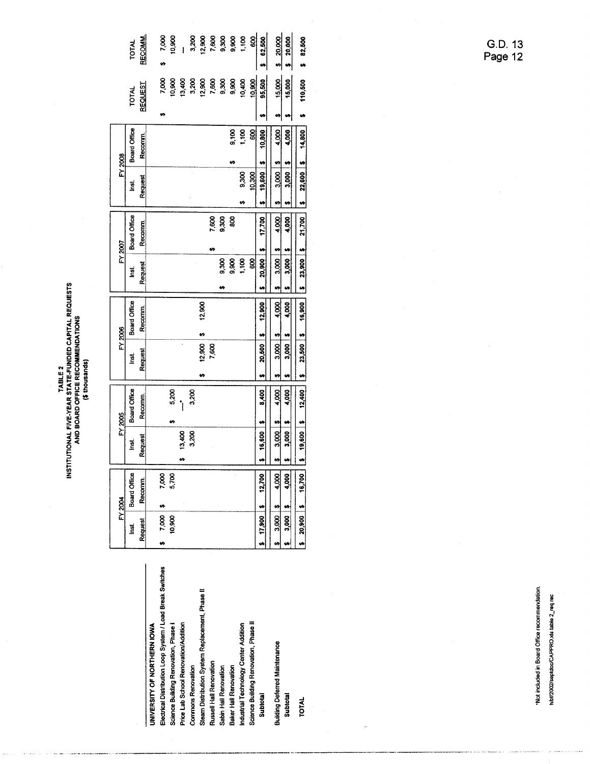**TABLE 2**
**INSTITUTIONAL FIVE-YEAR STATE-FUNDED CAPITAL REQUESTS**
**AND BOARD OFFICE RECOMMENDATIONS**
**($ thousands)**

| | FY 2004 | | FY 2005 | | FY 2006 | | FY 2007 | | FY 2008 | | TOTAL | TOTAL |
|---|---|---|---|---|---|---|---|---|---|---|---|---|
| | Inst. Request | Board Office Recomm. | Inst. Request | Board Office Recomm. | Inst. Request | Board Office Recomm. | Inst. Request | Board Office Recomm. | Inst. Request | Board Office Recomm. | REQUEST | RECOMM. |
| **UNIVERSITY OF NORTHERN IOWA** | | | | | | | | | | | | |
| Electrical Distribution Loop System / Load Break Switches | $ 7,000 | $ 7,000 | | | | | | | | | $ 7,000 | $ 7,000 |
| Science Building Renovation, Phase I | 10,900 | 5,700 | | $ 5,200 | | | | | | | 10,900 | 10,900 |
| Price Lab School Renovation/Addition | | | $ 13,400 | —* | | | | | | | 13,400 | — |
| Commons Renovation | | | 3,200 | 3,200 | | | | | | | 3,200 | 3,200 |
| Steam Distribution System Replacement, Phase II | | | | | $ 12,900 | $ 12,900 | | | | | 12,900 | 12,900 |
| Russell Hall Renovation | | | | | 7,600 | | | $ 7,600 | | | 7,600 | 7,600 |
| Sabin Hall Renovation | | | | | | | $ 9,300 | 9,300 | | | 9,300 | 9,300 |
| Baker Hall Renovation | | | | | | | 9,900 | 800 | | $ 9,100 | 9,900 | 9,900 |
| Industrial Technology Center Addition | | | | | | | 1,100 | | $ 9,300 | 1,100 | 10,400 | 1,100 |
| Science Building Renovation, Phase II | | | | | | | 600 | | 10,300 | 600 | 10,900 | 600 |
| Subtotal | $ 17,900 | $ 12,700 | $ 16,600 | $ 8,400 | $ 20,500 | $ 12,900 | $ 20,900 | $ 17,700 | $ 19,600 | $ 10,800 | $ 95,500 | $ 62,500 |
| Building Deferred Maintenance | $ 3,000 | $ 4,000 | $ 3,000 | $ 4,000 | $ 3,000 | $ 4,000 | $ 3,000 | $ 4,000 | $ 3,000 | $ 4,000 | $ 15,000 | $ 20,000 |
| Subtotal | $ 3,000 | $ 4,000 | $ 3,000 | $ 4,000 | $ 3,000 | $ 4,000 | $ 3,000 | $ 4,000 | $ 3,000 | $ 4,000 | $ 15,000 | $ 20,000 |
| **TOTAL** | $ 20,900 | $ 16,700 | $ 19,600 | $ 12,400 | $ 23,500 | $ 16,900 | $ 23,900 | $ 21,700 | $ 22,600 | $ 14,800 | $ 110,500 | $ 82,500 |

*Not included in Board Office recommendation.

h/bf/2002/septdoc/CAPPRO.xls table 2_req rec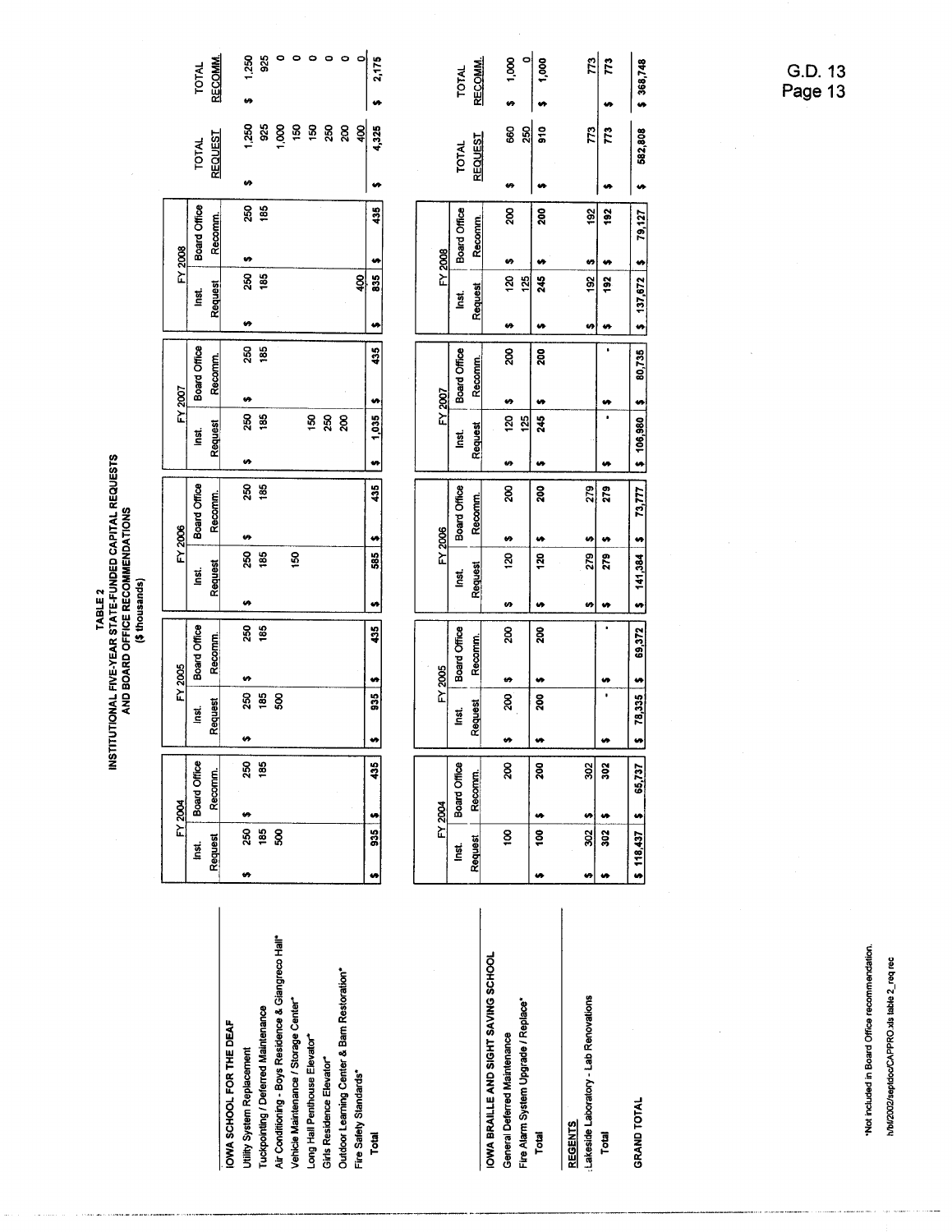# TABLE 2
## INSTITUTIONAL FIVE-YEAR STATE-FUNDED CAPITAL REQUESTS AND BOARD OFFICE RECOMMENDATIONS
### ($ thousands)

| | FY 2004 | | FY 2005 | | FY 2006 | | FY 2007 | | FY 2008 | | TOTAL | TOTAL |
|---|---|---|---|---|---|---|---|---|---|---|---|---|
| | Inst. Request | Board Office Recomm. | Inst. Request | Board Office Recomm. | Inst. Request | Board Office Recomm. | Inst. Request | Board Office Recomm. | Inst. Request | Board Office Recomm. | REQUEST | RECOMM. |
| **IOWA SCHOOL FOR THE DEAF** | | | | | | | | | | | | |
| Utility System Replacement | $ 250 | $ 250 | $ 250 | $ 250 | $ 250 | $ 250 | $ 250 | $ 250 | $ 250 | $ 250 | $ 1,250 | $ 1,250 |
| Tuckpointing / Deferred Maintenance | 185 | 185 | 185 | 185 | 185 | 185 | 185 | 185 | 185 | 185 | 925 | 925 |
| Air Conditioning - Boys Residence & Giangreco Hall* | 500 | | 500 | | | | | | | | 1,000 | 0 |
| Vehicle Maintenance / Storage Center* | | | | | 150 | | | | | | 150 | 0 |
| Long Hall Penthouse Elevator* | | | | | | | 150 | | | | 150 | 0 |
| Girls Residence Elevator* | | | | | | | 250 | | | | 250 | 0 |
| Outdoor Learning Center & Barn Restoration* | | | | | | | 200 | | | | 200 | 0 |
| Fire Safety Standards* | | | | | | | | | 400 | | 400 | 0 |
| **Total** | $ 935 | $ 435 | $ 935 | $ 435 | $ 585 | $ 435 | $ 1,035 | $ 435 | $ 835 | $ 435 | $ 4,325 | $ 2,175 |
| **IOWA BRAILLE AND SIGHT SAVING SCHOOL** | | | | | | | | | | | | |
| General Deferred Maintenance | 100 | 200 | $ 200 | $ 200 | $ 120 | $ 200 | $ 120 | $ 200 | $ 120 | $ 200 | $ 660 | $ 1,000 |
| Fire Alarm System Upgrade / Replace* | | | | | | | 125 | | 125 | | 250 | 0 |
| **Total** | $ 100 | $ 200 | $ 200 | $ 200 | $ 120 | $ 200 | $ 245 | $ 200 | $ 245 | $ 200 | $ 910 | $ 1,000 |
| **REGENTS** | | | | | | | | | | | | |
| Lakeside Laboratory - Lab Renovations | $ 302 | $ 302 | | | $ 279 | $ 279 | | | $ 192 | $ 192 | 773 | 773 |
| **Total** | $ 302 | $ 302 | $ - | $ - | $ 279 | $ 279 | $ - | $ - | $ 192 | $ 192 | $ 773 | $ 773 |
| **GRAND TOTAL** | $ 118,437 | $ 65,737 | $ 78,335 | $ 69,372 | $ 141,384 | $ 73,777 | $ 106,980 | $ 80,735 | $ 137,672 | $ 79,127 | $ 582,808 | $ 368,748 |

*Not included in Board Office recommendation.

h/bf/2002/septdoc/CAPPRO.xls table 2_req rec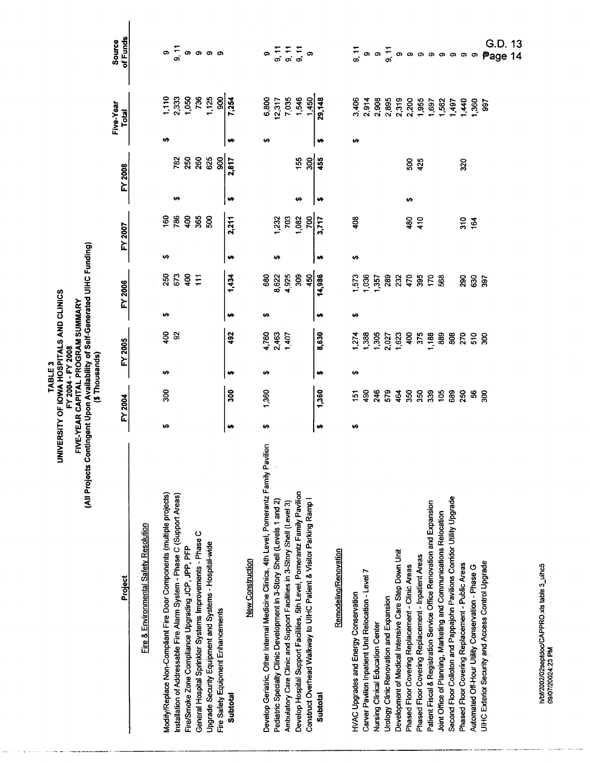# TABLE 3
## UNIVERSITY OF IOWA HOSPITALS AND CLINICS
### FY 2004 - FY 2008
### FIVE-YEAR CAPITAL PROGRAM SUMMARY
(All Projects Contingent Upon Availability of Self-Generated UIHC Funding)
($ Thousands)

| Project | FY 2004 | FY 2005 | FY 2006 | FY 2007 | FY 2008 | Five-Year Total | Source of Funds |
|---|---|---|---|---|---|---|---|
| **Fire & Environmental Safety Resolution** | | | | | | | |
| Modify/Replace Non-Compliant Fire Door Components (multiple projects) | $ 300 | $ 400 | $ 250 | $ 160 | | $ 1,110 | 9 |
| Installation of Addressable Fire Alarm System - Phase C (Support Areas) | | 92 | 673 | 786 | $ 782 | 2,333 | 9, 11 |
| Fire/Smoke Zone Compliance Upgrading JCP, JPP, PFP | | | 400 | 400 | 250 | 1,050 | 9 |
| General Hospital Sprinkler Systems Improvements - Phase C | | | 111 | 365 | 260 | 736 | 9 |
| Upgrade Security Equipment and Systems - Hospital-wide | | | | 500 | 625 | 1,125 | 9 |
| Fire Safety Equipment Enhancements | | | | | 900 | 900 | 9 |
| **Subtotal** | **$ 300** | **$ 492** | **$ 1,434** | **$ 2,211** | **$ 2,817** | **$ 7,254** | |
| **New Construction** | | | | | | | |
| Develop Geriatric, Other Internal Medicine Clinics, 4th Level, Pomerantz Family Pavilion | $ 1,360 | $ 4,760 | $ 680 | | | $ 6,800 | 9 |
| Pediatric Specialty Clinic Development in 3-Story Shell (Levels 1 and 2) | | 2,463 | 8,622 | $ 1,232 | | 12,317 | 9, 11 |
| Ambulatory Care Clinic and Support Facilities in 3-Story Shell (Level 3) | | 1,407 | 4,925 | 703 | | 7,035 | 9, 11 |
| Develop Hospital Support Facilities, 5th Level, Pomerantz Family Pavilion | | | 309 | 1,082 | $ 155 | 1,546 | 9, 11 |
| Construct Overhead Walkway to UIHC Patient & Visitor Parking Ramp I | | | 450 | 700 | 300 | 1,450 | 9 |
| **Subtotal** | **$ 1,360** | **$ 8,630** | **$ 14,986** | **$ 3,717** | **$ 455** | **$ 29,148** | |
| **Remodeling/Renovation** | | | | | | | |
| HVAC Upgrades and Energy Conservation | $ 151 | $ 1,274 | $ 1,573 | $ 408 | | $ 3,406 | 9, 11 |
| Carver Pavilion Inpatient Unit Relocation - Level 7 | 490 | 1,388 | 1,036 | | | 2,914 | 9 |
| Nursing Clinical Education Center | 246 | 1,305 | 1,357 | | | 2,908 | 9 |
| Urology Clinic Renovation and Expansion | 579 | 2,027 | 289 | | | 2,895 | 9, 11 |
| Development of Medical Intensive Care Step Down Unit | 464 | 1,623 | 232 | | | 2,319 | 9 |
| Phased Floor Covering Replacement - Clinic Areas | 350 | 400 | 470 | 480 | $ 500 | 2,200 | 9 |
| Phased Floor Covering Replacement - Inpatient Areas | 350 | 375 | 395 | 410 | 425 | 1,955 | 9 |
| Patient Fiscal & Registration Service Office Renovation and Expansion | 339 | 1,188 | 170 | | | 1,697 | 9 |
| Joint Office of Planning, Marketing and Communications Relocation | 105 | 889 | 568 | | | 1,562 | 9 |
| Second Floor Colloton and Pappajohn Pavilions Corridor Utility Upgrade | 689 | 808 | | | | 1,497 | 9 |
| Phased Floor Covering Replacement - Public Areas | 250 | 270 | 290 | 310 | 320 | 1,440 | 9 |
| Automated Off-Hour Utility Conservation - Phase G | 56 | 510 | 630 | 164 | | 1,360 | 9 |
| UIHC Exterior Security and Access Control Upgrade | 300 | 300 | 397 | | | 997 | 9 |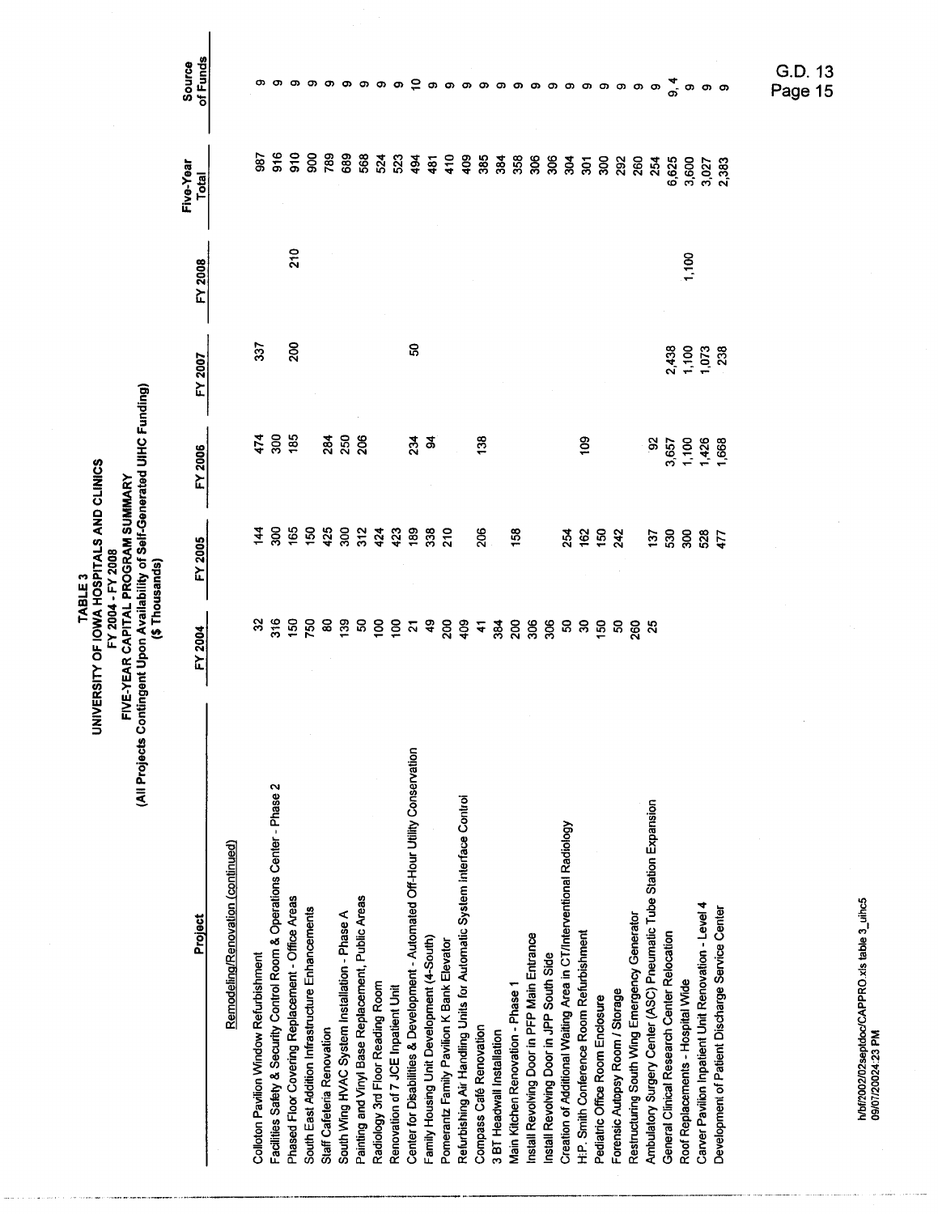**TABLE 3**
**UNIVERSITY OF IOWA HOSPITALS AND CLINICS**
**FY 2004 - FY 2008**
**FIVE-YEAR CAPITAL PROGRAM SUMMARY**
**(All Projects Contingent Upon Availability of Self-Generated UIHC Funding)**
**($ Thousands)**

| Project | FY 2004 | FY 2005 | FY 2006 | FY 2007 | FY 2008 | Five-Year Total | Source of Funds |
|---|---|---|---|---|---|---|---|
| Remodeling/Renovation (continued) | | | | | | | |
| Colloton Pavilion Window Refurbishment | 32 | 144 | 474 | 337 | | 987 | 9 |
| Facilities Safety & Security Control Room & Operations Center - Phase 2 | 316 | 300 | 300 | | | 916 | 9 |
| Phased Floor Covering Replacement - Office Areas | 150 | 165 | 185 | 200 | 210 | 910 | 9 |
| South East Addition Infrastructure Enhancements | 750 | 150 | | | | 900 | 9 |
| Staff Cafeteria Renovation | 80 | 425 | 284 | | | 789 | 9 |
| South Wing HVAC System Installation - Phase A | 139 | 300 | 250 | | | 689 | 9 |
| Painting and Vinyl Base Replacement, Public Areas | 50 | 312 | 206 | | | 568 | 9 |
| Radiology 3rd Floor Reading Room | 100 | 424 | | | | 524 | 9 |
| Renovation of 7 JCE Inpatient Unit | 100 | 423 | | | | 523 | 9 |
| Center for Disabilities & Development - Automated Off-Hour Utility Conservation | 21 | 189 | 234 | 50 | | 494 | 10 |
| Family Housing Unit Development (4-South) | 49 | 338 | 94 | | | 481 | 9 |
| Pomerantz Family Pavilion K Bank Elevator | 200 | 210 | | | | 410 | 9 |
| Refurbishing Air Handling Units for Automatic System Interface Control | 409 | | | | | 409 | 9 |
| Compass Café Renovation | 41 | 206 | 138 | | | 385 | 9 |
| 3 BT Headwall Installation | 384 | | | | | 384 | 9 |
| Main Kitchen Renovation - Phase 1 | 200 | 158 | | | | 358 | 9 |
| Install Revolving Door in PFP Main Entrance | 306 | | | | | 306 | 9 |
| Install Revolving Door in JPP South Side | 306 | | | | | 306 | 9 |
| Creation of Additional Waiting Area in CT/Interventional Radiology | 50 | 254 | | | | 304 | 9 |
| H.P. Smith Conference Room Refurbishment | 30 | 162 | 109 | | | 301 | 9 |
| Pediatric Office Room Enclosure | 150 | 150 | | | | 300 | 9 |
| Forensic Autopsy Room / Storage | 50 | 242 | | | | 292 | 9 |
| Restructuring South Wing Emergency Generator | 260 | | | | | 260 | 9 |
| Ambulatory Surgery Center (ASC) Pneumatic Tube Station Expansion | 25 | 137 | 92 | | | 254 | 9 |
| General Clinical Research Center Relocation | | 530 | 3,657 | 2,438 | | 6,625 | 9, 4 |
| Roof Replacements - Hospital Wide | | 300 | 1,100 | 1,100 | 1,100 | 3,600 | 9 |
| Carver Pavilion Inpatient Unit Renovation - Level 4 | | 528 | 1,426 | 1,073 | | 3,027 | 9 |
| Development of Patient Discharge Service Center | | 477 | 1,668 | 238 | | 2,383 | 9 |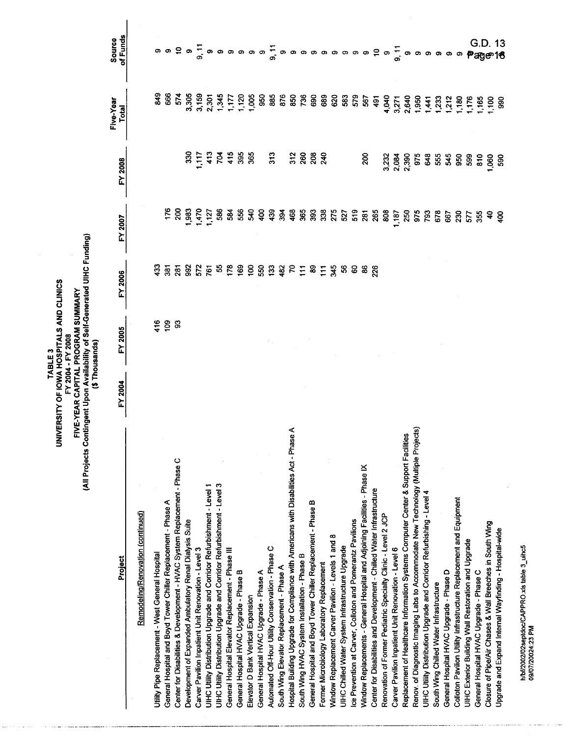# TABLE 3
## UNIVERSITY OF IOWA HOSPITALS AND CLINICS
### FY 2004 - FY 2008
### FIVE-YEAR CAPITAL PROGRAM SUMMARY
(All Projects Contingent Upon Availability of Self-Generated UIHC Funding)
($ Thousands)

| Project | FY 2004 | FY 2005 | FY 2006 | FY 2007 | FY 2008 | Five-Year Total | Source of Funds |
|---|---|---|---|---|---|---|---|
| Remodeling/Renovation (continued) | | | | | | | |
| Utility Pipe Replacement - West General Hospital | | 416 | 433 | | | 849 | 9 |
| General Hospital and Boyd Tower Chiller Replacement - Phase A | | 109 | 381 | 176 | | 666 | 9 |
| Center for Disabilities & Development - HVAC System Replacement - Phase C | | 93 | 281 | 200 | | 574 | 10 |
| Development of Expanded Ambulatory Renal Dialysis Suite | | | 992 | 1,983 | 330 | 3,305 | 9 |
| Carver Pavilion Inpatient Unit Renovation - Level 3 | | | 572 | 1,470 | 1,117 | 3,159 | 9, 11 |
| UIHC Utility Distribution Upgrade and Corridor Refurbishment - Level 1 | | | 761 | 1,127 | 413 | 2,301 | 9 |
| UIHC Utility Distribution Upgrade and Corridor Refurbishment - Level 3 | | | 55 | 586 | 704 | 1,345 | 9 |
| General Hospital Elevator Replacement - Phase III | | | 178 | 584 | 415 | 1,177 | 9 |
| General Hospital HVAC Upgrade - Phase B | | | 169 | 556 | 395 | 1,120 | 9 |
| Elevator D Bank Vertical Expansion | | | 100 | 540 | 365 | 1,005 | 9 |
| General Hospital HVAC Upgrade - Phase A | | | 550 | 400 | | 950 | 9 |
| Automated Off-Hour Utility Conservation - Phase C | | | 133 | 439 | 313 | 885 | 9, 11 |
| South Wing Elevator Replacement - Phase A | | | 482 | 394 | | 876 | 9 |
| Hospital Building Upgrade for Compliance with Americans with Disabilities Act - Phase A | | | 70 | 468 | 312 | 850 | 9 |
| South Wing HVAC System Installation - Phase B | | | 111 | 365 | 260 | 736 | 9 |
| General Hospital and Boyd Tower Chiller Replacement - Phase B | | | 89 | 393 | 208 | 690 | 9 |
| Former Microbiology Laboratory Replacement | | | 111 | 338 | 240 | 689 | 9 |
| Window Replacement Carver Pavilion - Levels 1 and 8 | | | 345 | 275 | | 620 | 9 |
| UIHC Chilled Water System Infrastructure Upgrade | | | 56 | 527 | | 583 | 9 |
| Ice Prevention at Carver, Colloton and Pomerantz Pavilions | | | 60 | 519 | | 579 | 9 |
| Window Replacements - General Hospital and Adjoining Facilities - Phase IX | | | 86 | 281 | 200 | 567 | 9 |
| Center for Disabilities and Development - Chilled Water Infrastructure | | | 226 | 265 | | 491 | 10 |
| Renovation of Former Pediatric Specialty Clinic - Level 2 JCP | | | | 808 | 3,232 | 4,040 | 9 |
| Carver Pavilion Inpatient Unit Renovation - Level 6 | | | | 1,187 | 2,084 | 3,271 | 9, 11 |
| Replacement of Healthcare Information Systems Computer Center & Support Facilities | | | | 250 | 2,390 | 2,640 | 9 |
| Renov. of Diagnostic Imaging Labs to Accommodate New Technology (Multiple Projects) | | | | 975 | 975 | 1,950 | 9 |
| UIHC Utility Distribution Upgrade and Corridor Refurbishing - Level 4 | | | | 793 | 648 | 1,441 | 9 |
| South Wing Chilled Water Infrastructure | | | | 678 | 555 | 1,233 | 9 |
| General Hospital HVAC Upgrade - Phase D | | | | 667 | 545 | 1,212 | 9 |
| Colloton Pavilion Utility Infrastructure Replacement and Equipment | | | | 230 | 950 | 1,180 | 9 |
| UIHC Exterior Building Wall Restoration and Upgrade | | | | 577 | 599 | 1,176 | 9 |
| General Hospital HVAC Upgrade - Phase C | | | | 355 | 810 | 1,165 | 9 |
| Closure of Pipe/Air Chases & Wall Breeches in South Wing | | | | 40 | 1,060 | 1,100 | 9 |
| Upgrade and Expand Internal Wayfinding - Hospital-wide | | | | 400 | 590 | 990 | 9 |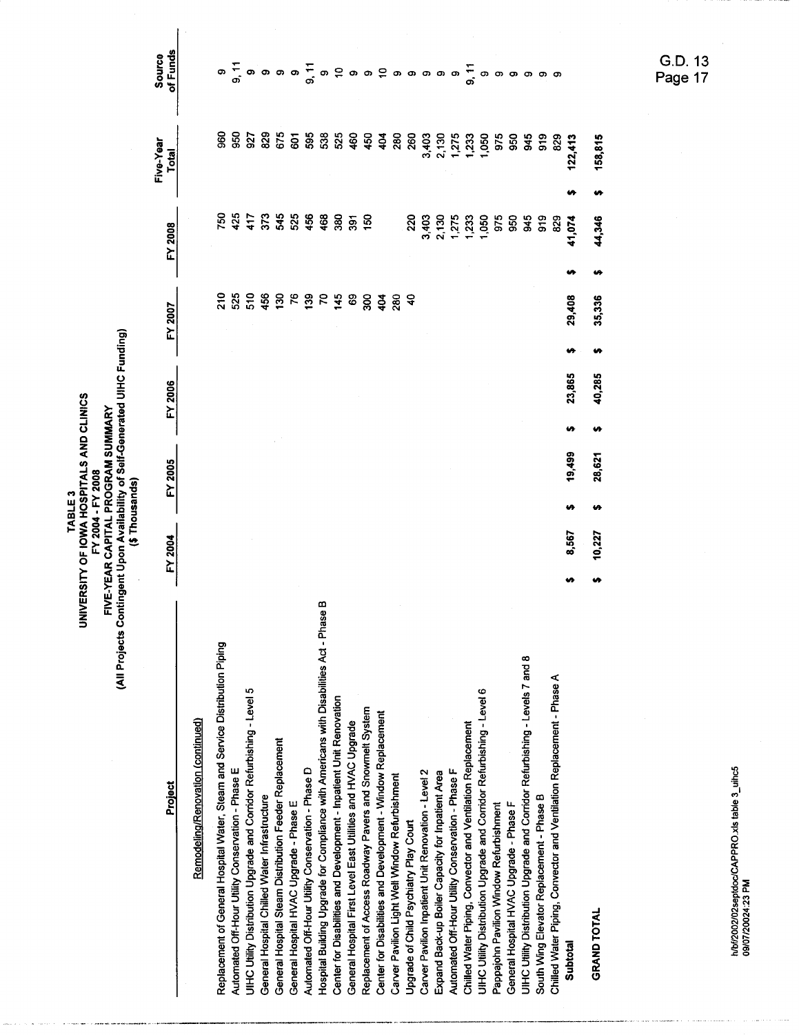**TABLE 3**
**UNIVERSITY OF IOWA HOSPITALS AND CLINICS**
**FY 2004 - FY 2008**
**FIVE-YEAR CAPITAL PROGRAM SUMMARY**
**(All Projects Contingent Upon Availability of Self-Generated UIHC Funding)**
**($ Thousands)**

| Project | FY 2004 | FY 2005 | FY 2006 | FY 2007 | FY 2008 | Five-Year Total | Source of Funds |
|---|---|---|---|---|---|---|---|
| Remodeling/Renovation (continued) | | | | | | | |
| Replacement of General Hospital Water, Steam and Service Distribution Piping | | | | 210 | 750 | 960 | 9 |
| Automated Off-Hour Utility Conservation - Phase E | | | | 525 | 425 | 950 | 9, 11 |
| UIHC Utility Distribution Upgrade and Corridor Refurbishing - Level 5 | | | | 510 | 417 | 927 | 9 |
| General Hospital Chilled Water Infrastructure | | | | 456 | 373 | 829 | 9 |
| General Hospital Steam Distribution Feeder Replacement | | | | 130 | 545 | 675 | 9 |
| General Hospital HVAC Upgrade - Phase E | | | | 76 | 525 | 601 | 9 |
| Automated Off-Hour Utility Conservation - Phase D | | | | 139 | 456 | 595 | 9, 11 |
| Hospital Building Upgrade for Compliance with Americans with Disabilities Act - Phase B | | | | 70 | 468 | 538 | 9 |
| Center for Disabilities and Development - Inpatient Unit Renovation | | | | 145 | 380 | 525 | 10 |
| General Hospital First Level East Utilities and HVAC Upgrade | | | | 69 | 391 | 460 | 9 |
| Replacement of Access Roadway Pavers and Snowmelt System | | | | 300 | 150 | 450 | 9 |
| Center for Disabilities and Development - Window Replacement | | | | 404 | | 404 | 10 |
| Carver Pavilion Light Well Window Refurbishment | | | | 280 | | 280 | 9 |
| Upgrade of Child Psychiatry Play Court | | | | 40 | 220 | 260 | 9 |
| Carver Pavilion Inpatient Unit Renovation - Level 2 | | | | | 3,403 | 3,403 | 9 |
| Expand Back-up Boiler Capacity for Inpatient Area | | | | | 2,130 | 2,130 | 9 |
| Automated Off-Hour Utility Conservation - Phase F | | | | | 1,275 | 1,275 | 9 |
| Chilled Water Piping, Convector and Ventilation Replacement | | | | | 1,233 | 1,233 | 9, 11 |
| UIHC Utility Distribution Upgrade and Corridor Refurbishing - Level 6 | | | | | 1,050 | 1,050 | 9 |
| Pappajohn Pavilion Window Refurbishment | | | | | 975 | 975 | 9 |
| General Hospital HVAC Upgrade - Phase F | | | | | 950 | 950 | 9 |
| UIHC Utility Distribution Upgrade and Corridor Refurbishing - Levels 7 and 8 | | | | | 945 | 945 | 9 |
| South Wing Elevator Replacement - Phase B | | | | | 919 | 919 | 9 |
| Chilled Water Piping, Convector and Ventilation Replacement - Phase A | | | | | 829 | 829 | 9 |
| **Subtotal** | $ 8,567 | $ 19,499 | $ 23,865 | $ 29,408 | $ 41,074 | $ 122,413 | |
| **GRAND TOTAL** | $ 10,227 | $ 28,621 | $ 40,285 | $ 35,336 | $ 44,346 | $ 158,815 | |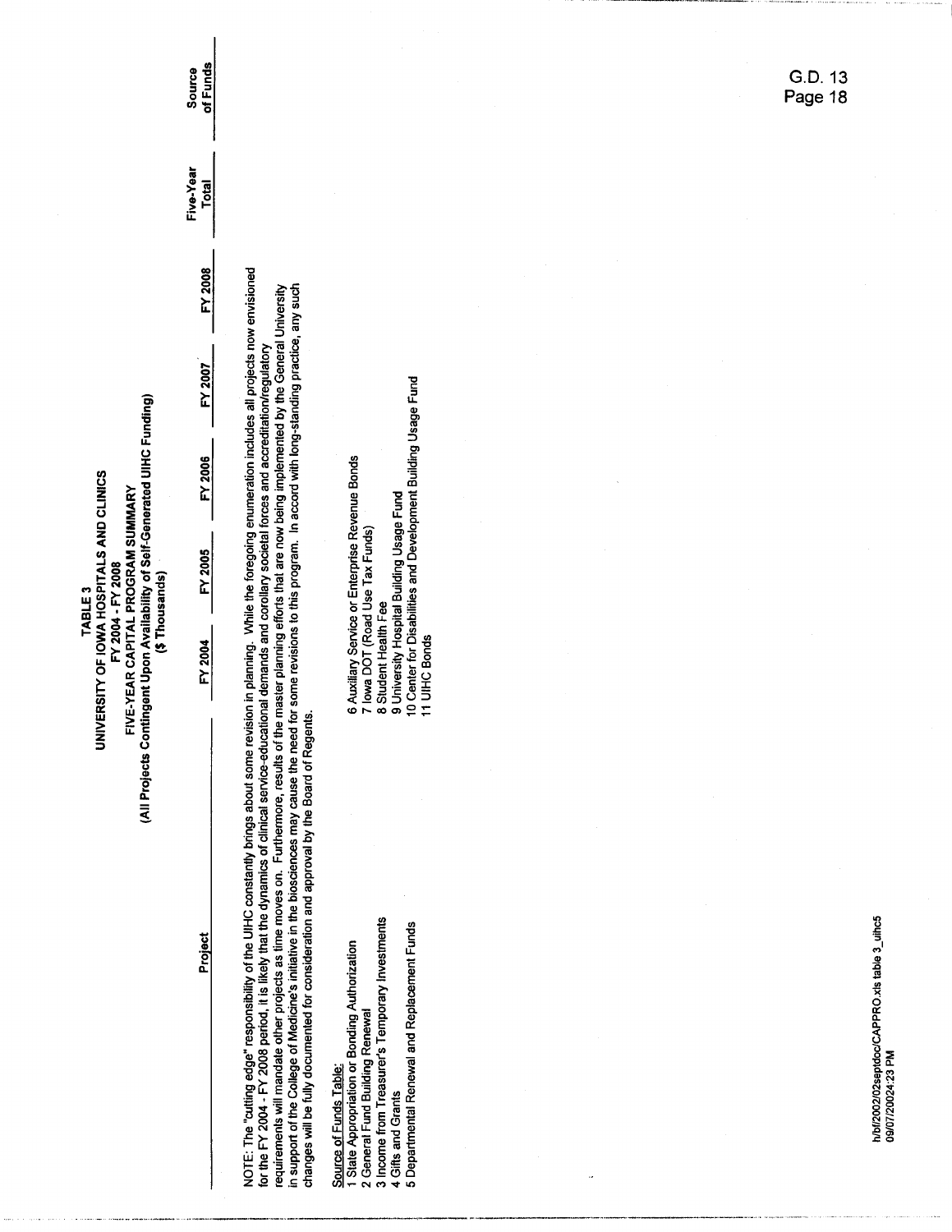# TABLE 3
## UNIVERSITY OF IOWA HOSPITALS AND CLINICS
### FY 2004 - FY 2008
### FIVE-YEAR CAPITAL PROGRAM SUMMARY
### (All Projects Contingent Upon Availability of Self-Generated UIHC Funding)
### ($ Thousands)

| Project | FY 2004 | FY 2005 | FY 2006 | FY 2007 | FY 2008 | Five-Year Total | Source of Funds |
|---|---|---|---|---|---|---|---|

NOTE: The "cutting edge" responsibility of the UIHC constantly brings about some revision in planning. While the foregoing enumeration includes all projects now envisioned for the FY 2004 - FY 2008 period, it is likely that the dynamics of clinical service-educational demands and corollary societal forces and accreditation/regulatory requirements will mandate other projects as time moves on. Furthermore, results of the master planning efforts that are now being implemented by the General University in support of the College of Medicine's initiative in the biosciences may cause the need for some revisions to this program. In accord with long-standing practice, any such changes will be fully documented for consideration and approval by the Board of Regents.

Source of Funds Table:

1 State Appropriation or Bonding Authorization
2 General Fund Building Renewal
3 Income from Treasurer's Temporary Investments
4 Gifts and Grants
5 Departmental Renewal and Replacement Funds
6 Auxiliary Service or Enterprise Revenue Bonds
7 Iowa DOT (Road Use Tax Funds)
8 Student Health Fee
9 University Hospital Building Usage Fund
10 Center for Disabilities and Development Building Usage Fund
11 UIHC Bonds

h/bf/2002/02septdoc/CAPPRO.xls table 3_uihc5
09/07/20024:23 PM